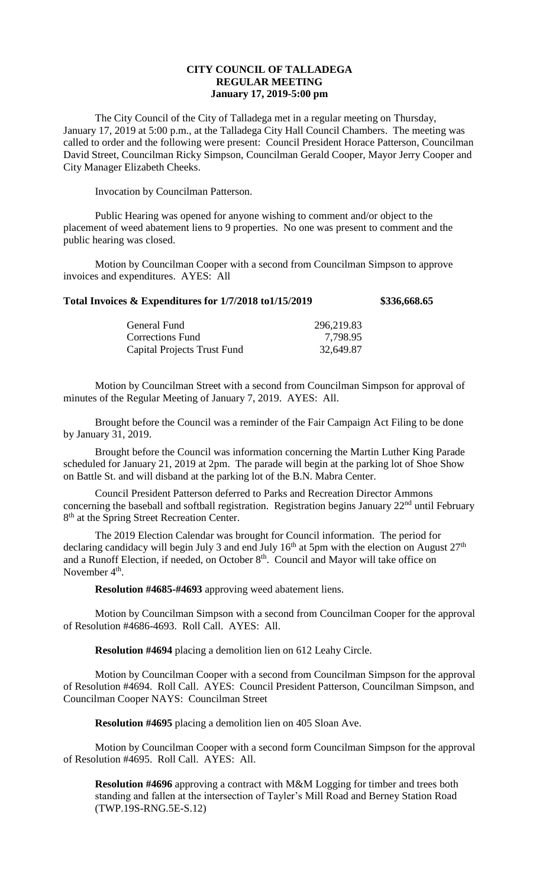# CITY COUNCIL OF TALLADEGA
## REGULAR MEETING
### January 17, 2019-5:00 pm

The City Council of the City of Talladega met in a regular meeting on Thursday, January 17, 2019 at 5:00 p.m., at the Talladega City Hall Council Chambers. The meeting was called to order and the following were present: Council President Horace Patterson, Councilman David Street, Councilman Ricky Simpson, Councilman Gerald Cooper, Mayor Jerry Cooper and City Manager Elizabeth Cheeks.

Invocation by Councilman Patterson.

Public Hearing was opened for anyone wishing to comment and/or object to the placement of weed abatement liens to 9 properties. No one was present to comment and the public hearing was closed.

Motion by Councilman Cooper with a second from Councilman Simpson to approve invoices and expenditures. AYES: All

**Total Invoices & Expenditures for 1/7/2018 to1/15/2019 $336,668.65**

| | |
|---|---|
| General Fund | 296,219.83 |
| Corrections Fund | 7,798.95 |
| Capital Projects Trust Fund | 32,649.87 |

Motion by Councilman Street with a second from Councilman Simpson for approval of minutes of the Regular Meeting of January 7, 2019. AYES: All.

Brought before the Council was a reminder of the Fair Campaign Act Filing to be done by January 31, 2019.

Brought before the Council was information concerning the Martin Luther King Parade scheduled for January 21, 2019 at 2pm. The parade will begin at the parking lot of Shoe Show on Battle St. and will disband at the parking lot of the B.N. Mabra Center.

Council President Patterson deferred to Parks and Recreation Director Ammons concerning the baseball and softball registration. Registration begins January 22nd until February 8th at the Spring Street Recreation Center.

The 2019 Election Calendar was brought for Council information. The period for declaring candidacy will begin July 3 and end July 16th at 5pm with the election on August 27th and a Runoff Election, if needed, on October 8th. Council and Mayor will take office on November 4th.

**Resolution #4685-#4693** approving weed abatement liens.

Motion by Councilman Simpson with a second from Councilman Cooper for the approval of Resolution #4686-4693. Roll Call. AYES: All.

**Resolution #4694** placing a demolition lien on 612 Leahy Circle.

Motion by Councilman Cooper with a second from Councilman Simpson for the approval of Resolution #4694. Roll Call. AYES: Council President Patterson, Councilman Simpson, and Councilman Cooper NAYS: Councilman Street

**Resolution #4695** placing a demolition lien on 405 Sloan Ave.

Motion by Councilman Cooper with a second form Councilman Simpson for the approval of Resolution #4695. Roll Call. AYES: All.

**Resolution #4696** approving a contract with M&M Logging for timber and trees both standing and fallen at the intersection of Tayler's Mill Road and Berney Station Road (TWP.19S-RNG.5E-S.12)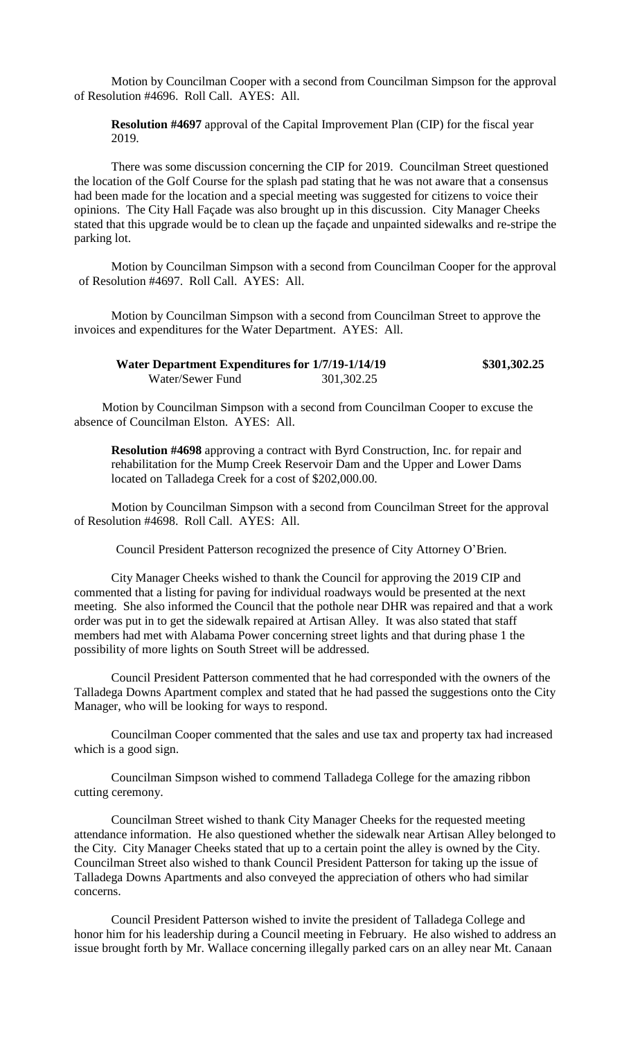Motion by Councilman Cooper with a second from Councilman Simpson for the approval of Resolution #4696. Roll Call. AYES: All.

**Resolution #4697** approval of the Capital Improvement Plan (CIP) for the fiscal year 2019.

There was some discussion concerning the CIP for 2019. Councilman Street questioned the location of the Golf Course for the splash pad stating that he was not aware that a consensus had been made for the location and a special meeting was suggested for citizens to voice their opinions. The City Hall Façade was also brought up in this discussion. City Manager Cheeks stated that this upgrade would be to clean up the façade and unpainted sidewalks and re-stripe the parking lot.

Motion by Councilman Simpson with a second from Councilman Cooper for the approval of Resolution #4697. Roll Call. AYES: All.

Motion by Councilman Simpson with a second from Councilman Street to approve the invoices and expenditures for the Water Department. AYES: All.

| | | |
|---|---|---|
| **Water Department Expenditures for 1/7/19-1/14/19** | | **$301,302.25** |
| Water/Sewer Fund | 301,302.25 | |

Motion by Councilman Simpson with a second from Councilman Cooper to excuse the absence of Councilman Elston. AYES: All.

**Resolution #4698** approving a contract with Byrd Construction, Inc. for repair and rehabilitation for the Mump Creek Reservoir Dam and the Upper and Lower Dams located on Talladega Creek for a cost of $202,000.00.

Motion by Councilman Simpson with a second from Councilman Street for the approval of Resolution #4698. Roll Call. AYES: All.

Council President Patterson recognized the presence of City Attorney O'Brien.

City Manager Cheeks wished to thank the Council for approving the 2019 CIP and commented that a listing for paving for individual roadways would be presented at the next meeting. She also informed the Council that the pothole near DHR was repaired and that a work order was put in to get the sidewalk repaired at Artisan Alley. It was also stated that staff members had met with Alabama Power concerning street lights and that during phase 1 the possibility of more lights on South Street will be addressed.

Council President Patterson commented that he had corresponded with the owners of the Talladega Downs Apartment complex and stated that he had passed the suggestions onto the City Manager, who will be looking for ways to respond.

Councilman Cooper commented that the sales and use tax and property tax had increased which is a good sign.

Councilman Simpson wished to commend Talladega College for the amazing ribbon cutting ceremony.

Councilman Street wished to thank City Manager Cheeks for the requested meeting attendance information. He also questioned whether the sidewalk near Artisan Alley belonged to the City. City Manager Cheeks stated that up to a certain point the alley is owned by the City. Councilman Street also wished to thank Council President Patterson for taking up the issue of Talladega Downs Apartments and also conveyed the appreciation of others who had similar concerns.

Council President Patterson wished to invite the president of Talladega College and honor him for his leadership during a Council meeting in February. He also wished to address an issue brought forth by Mr. Wallace concerning illegally parked cars on an alley near Mt. Canaan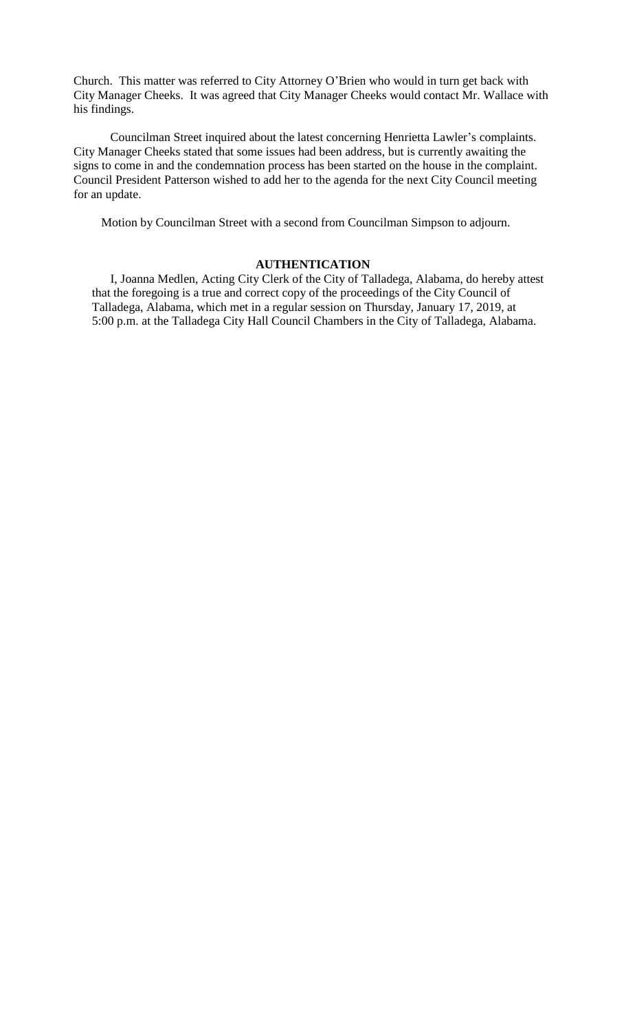Church. This matter was referred to City Attorney O'Brien who would in turn get back with City Manager Cheeks. It was agreed that City Manager Cheeks would contact Mr. Wallace with his findings.

Councilman Street inquired about the latest concerning Henrietta Lawler's complaints. City Manager Cheeks stated that some issues had been address, but is currently awaiting the signs to come in and the condemnation process has been started on the house in the complaint. Council President Patterson wished to add her to the agenda for the next City Council meeting for an update.

Motion by Councilman Street with a second from Councilman Simpson to adjourn.

**AUTHENTICATION**

I, Joanna Medlen, Acting City Clerk of the City of Talladega, Alabama, do hereby attest that the foregoing is a true and correct copy of the proceedings of the City Council of Talladega, Alabama, which met in a regular session on Thursday, January 17, 2019, at 5:00 p.m. at the Talladega City Hall Council Chambers in the City of Talladega, Alabama.